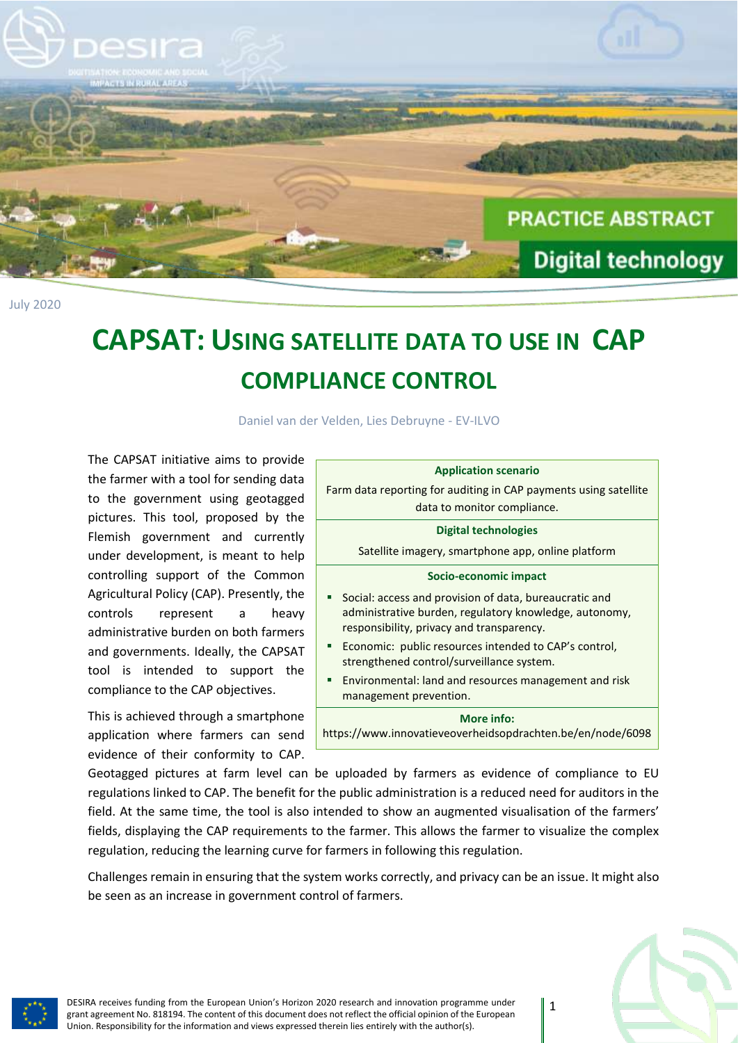PRACTICE ABSTRACT

Digital technology

July 2020

# CAPSAT: Using satellite data to use in CAP compliance control

Daniel van der Velden, Lies Debruyne - EV-ILVO

**Application scenario**

Farm data reporting for auditing in CAP payments using satellite data to monitor compliance.

**Digital technologies**

Satellite imagery, smartphone app, online platform

**Socio-economic impact**

- Social: access and provision of data, bureaucratic and administrative burden, regulatory knowledge, autonomy, responsibility, privacy and transparency.
- Economic: public resources intended to CAP's control, strengthened control/surveillance system.
- Environmental: land and resources management and risk management prevention.

**More info:**

https://www.innovatieveoverheidsopdrachten.be/en/node/6098

The CAPSAT initiative aims to provide the farmer with a tool for sending data to the government using geotagged pictures. This tool, proposed by the Flemish government and currently under development, is meant to help controlling support of the Common Agricultural Policy (CAP). Presently, the controls represent a heavy administrative burden on both farmers and governments. Ideally, the CAPSAT tool is intended to support the compliance to the CAP objectives.

This is achieved through a smartphone application where farmers can send evidence of their conformity to CAP. Geotagged pictures at farm level can be uploaded by farmers as evidence of compliance to EU regulations linked to CAP. The benefit for the public administration is a reduced need for auditors in the field. At the same time, the tool is also intended to show an augmented visualisation of the farmers' fields, displaying the CAP requirements to the farmer. This allows the farmer to visualize the complex regulation, reducing the learning curve for farmers in following this regulation.

Challenges remain in ensuring that the system works correctly, and privacy can be an issue. It might also be seen as an increase in government control of farmers.

DESIRA receives funding from the European Union's Horizon 2020 research and innovation programme under grant agreement No. 818194. The content of this document does not reflect the official opinion of the European Union. Responsibility for the information and views expressed therein lies entirely with the author(s).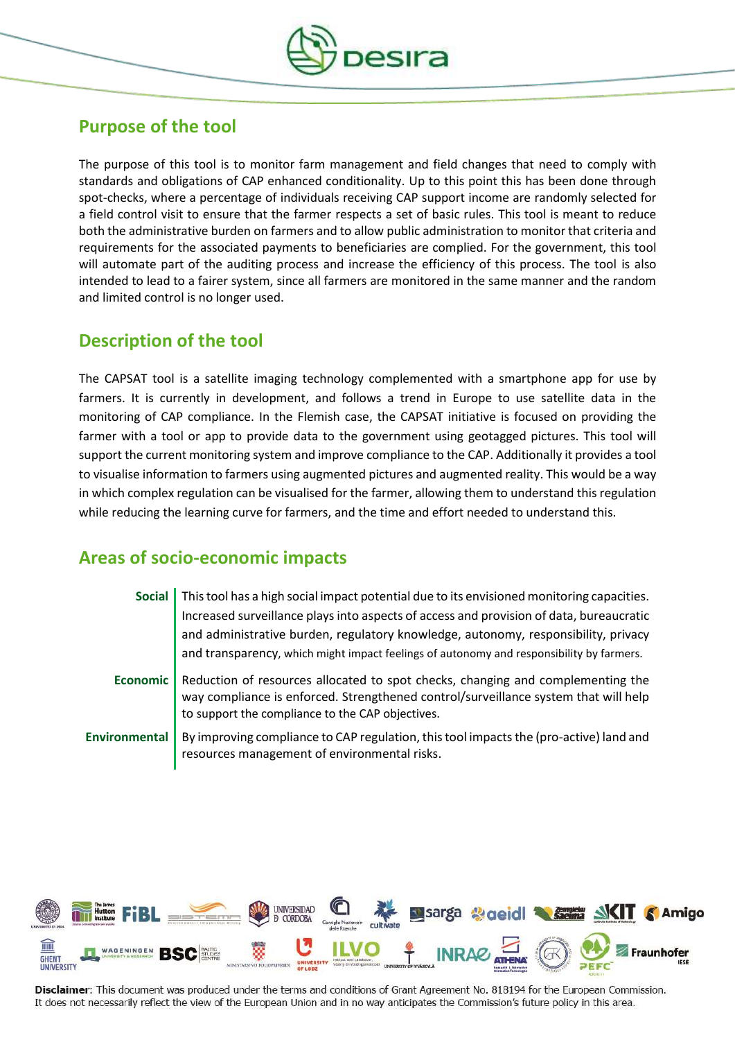## Purpose of the tool

The purpose of this tool is to monitor farm management and field changes that need to comply with standards and obligations of CAP enhanced conditionality. Up to this point this has been done through spot-checks, where a percentage of individuals receiving CAP support income are randomly selected for a field control visit to ensure that the farmer respects a set of basic rules. This tool is meant to reduce both the administrative burden on farmers and to allow public administration to monitor that criteria and requirements for the associated payments to beneficiaries are complied. For the government, this tool will automate part of the auditing process and increase the efficiency of this process. The tool is also intended to lead to a fairer system, since all farmers are monitored in the same manner and the random and limited control is no longer used.

## Description of the tool

The CAPSAT tool is a satellite imaging technology complemented with a smartphone app for use by farmers. It is currently in development, and follows a trend in Europe to use satellite data in the monitoring of CAP compliance. In the Flemish case, the CAPSAT initiative is focused on providing the farmer with a tool or app to provide data to the government using geotagged pictures. This tool will support the current monitoring system and improve compliance to the CAP. Additionally it provides a tool to visualise information to farmers using augmented pictures and augmented reality. This would be a way in which complex regulation can be visualised for the farmer, allowing them to understand this regulation while reducing the learning curve for farmers, and the time and effort needed to understand this.

## Areas of socio-economic impacts

| | |
|---|---|
| **Social** | This tool has a high social impact potential due to its envisioned monitoring capacities. Increased surveillance plays into aspects of access and provision of data, bureaucratic and administrative burden, regulatory knowledge, autonomy, responsibility, privacy and transparency, which might impact feelings of autonomy and responsibility by farmers. |
| **Economic** | Reduction of resources allocated to spot checks, changing and complementing the way compliance is enforced. Strengthened control/surveillance system that will help to support the compliance to the CAP objectives. |
| **Environmental** | By improving compliance to CAP regulation, this tool impacts the (pro-active) land and resources management of environmental risks. |

**Disclaimer**: This document was produced under the terms and conditions of Grant Agreement No. 818194 for the European Commission. It does not necessarily reflect the view of the European Union and in no way anticipates the Commission's future policy in this area.